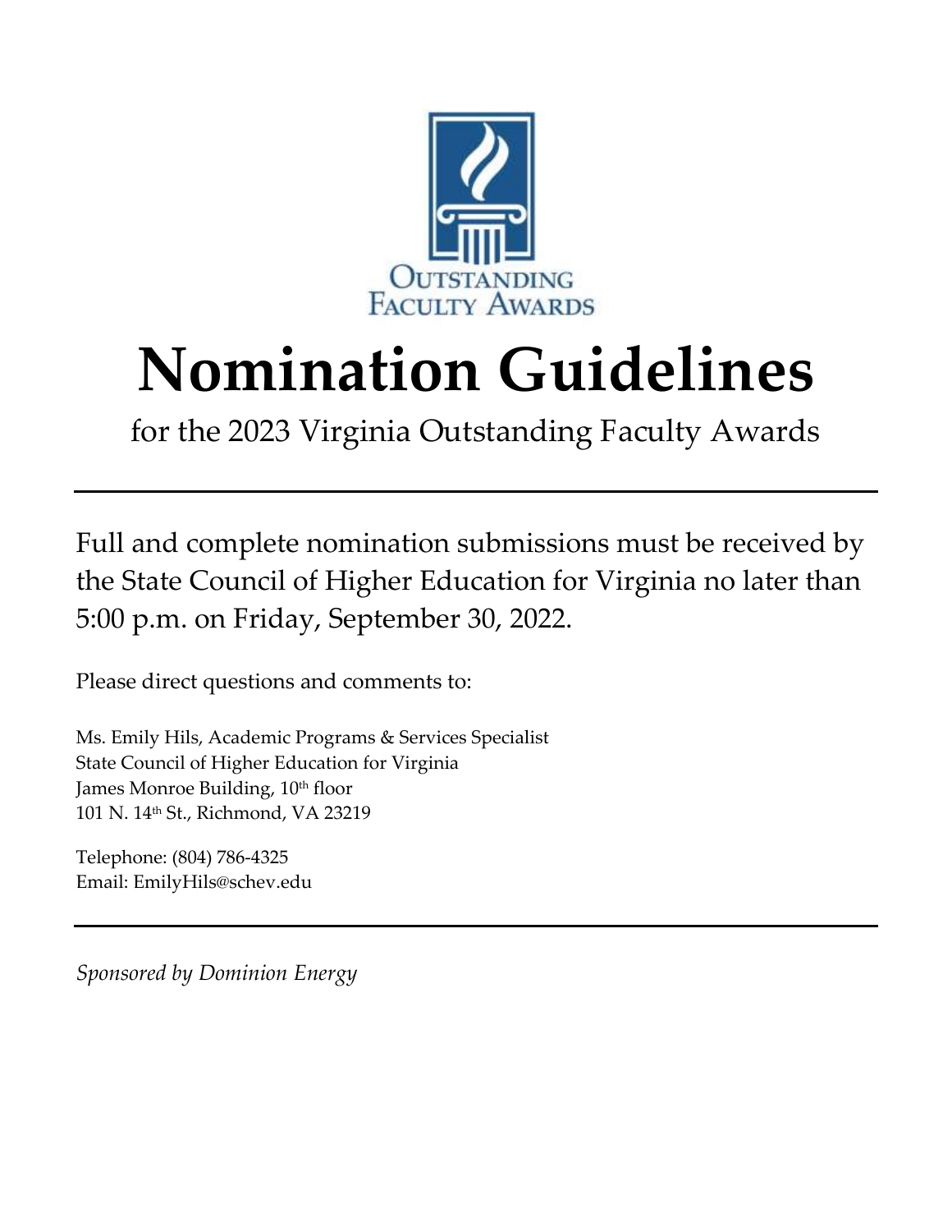OUTSTANDING FACULTY AWARDS

# Nomination Guidelines

for the 2023 Virginia Outstanding Faculty Awards

---

Full and complete nomination submissions must be received by the State Council of Higher Education for Virginia no later than 5:00 p.m. on Friday, September 30, 2022.

Please direct questions and comments to:

Ms. Emily Hils, Academic Programs & Services Specialist
State Council of Higher Education for Virginia
James Monroe Building, 10th floor
101 N. 14th St., Richmond, VA 23219

Telephone: (804) 786-4325
Email: EmilyHils@schev.edu

---

*Sponsored by Dominion Energy*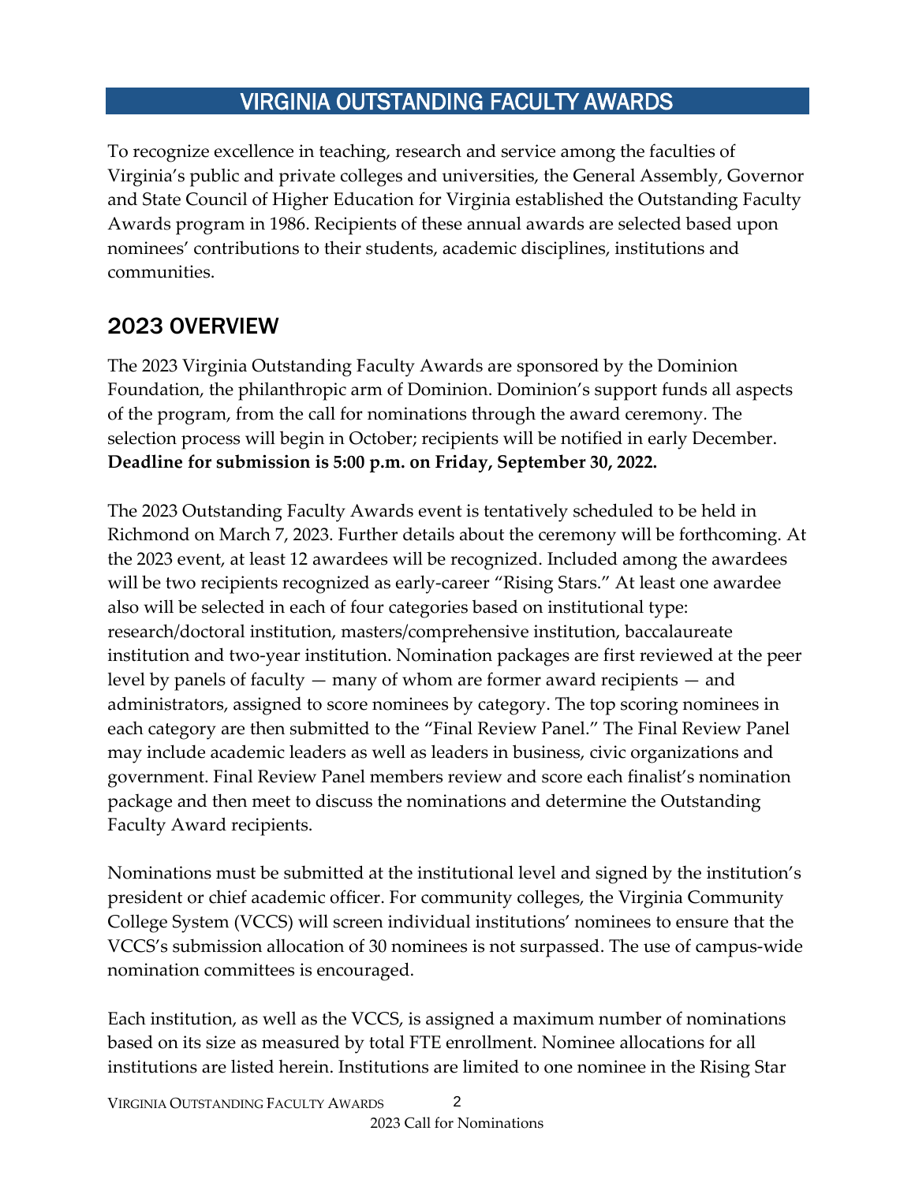# VIRGINIA OUTSTANDING FACULTY AWARDS

To recognize excellence in teaching, research and service among the faculties of Virginia's public and private colleges and universities, the General Assembly, Governor and State Council of Higher Education for Virginia established the Outstanding Faculty Awards program in 1986. Recipients of these annual awards are selected based upon nominees' contributions to their students, academic disciplines, institutions and communities.

## 2023 OVERVIEW

The 2023 Virginia Outstanding Faculty Awards are sponsored by the Dominion Foundation, the philanthropic arm of Dominion. Dominion's support funds all aspects of the program, from the call for nominations through the award ceremony. The selection process will begin in October; recipients will be notified in early December. **Deadline for submission is 5:00 p.m. on Friday, September 30, 2022.**

The 2023 Outstanding Faculty Awards event is tentatively scheduled to be held in Richmond on March 7, 2023. Further details about the ceremony will be forthcoming. At the 2023 event, at least 12 awardees will be recognized. Included among the awardees will be two recipients recognized as early-career "Rising Stars." At least one awardee also will be selected in each of four categories based on institutional type: research/doctoral institution, masters/comprehensive institution, baccalaureate institution and two-year institution. Nomination packages are first reviewed at the peer level by panels of faculty — many of whom are former award recipients — and administrators, assigned to score nominees by category. The top scoring nominees in each category are then submitted to the "Final Review Panel." The Final Review Panel may include academic leaders as well as leaders in business, civic organizations and government. Final Review Panel members review and score each finalist's nomination package and then meet to discuss the nominations and determine the Outstanding Faculty Award recipients.

Nominations must be submitted at the institutional level and signed by the institution's president or chief academic officer. For community colleges, the Virginia Community College System (VCCS) will screen individual institutions' nominees to ensure that the VCCS's submission allocation of 30 nominees is not surpassed. The use of campus-wide nomination committees is encouraged.

Each institution, as well as the VCCS, is assigned a maximum number of nominations based on its size as measured by total FTE enrollment. Nominee allocations for all institutions are listed herein. Institutions are limited to one nominee in the Rising Star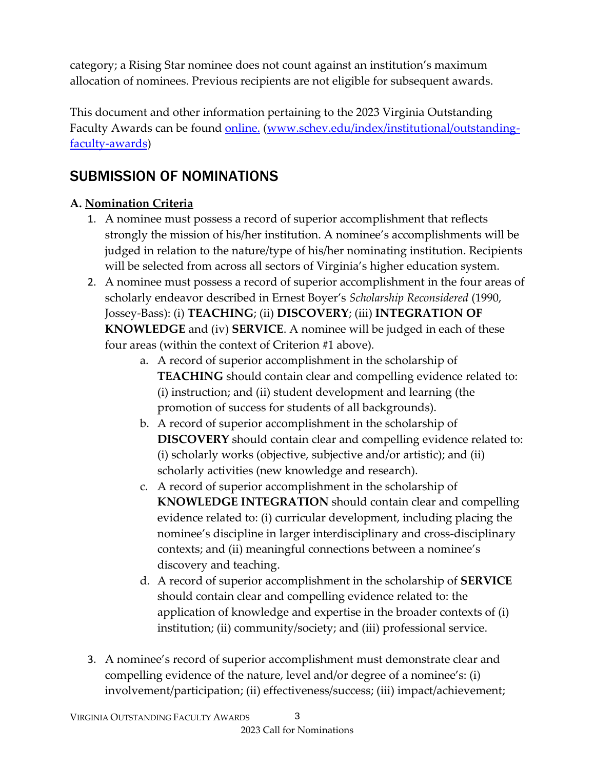category; a Rising Star nominee does not count against an institution's maximum allocation of nominees. Previous recipients are not eligible for subsequent awards.

This document and other information pertaining to the 2023 Virginia Outstanding Faculty Awards can be found [online.](www.schev.edu/index/institutional/outstanding-faculty-awards) ([www.schev.edu/index/institutional/outstanding-faculty-awards](www.schev.edu/index/institutional/outstanding-faculty-awards))

## SUBMISSION OF NOMINATIONS

**A. Nomination Criteria**

1. A nominee must possess a record of superior accomplishment that reflects strongly the mission of his/her institution. A nominee's accomplishments will be judged in relation to the nature/type of his/her nominating institution. Recipients will be selected from across all sectors of Virginia's higher education system.
2. A nominee must possess a record of superior accomplishment in the four areas of scholarly endeavor described in Ernest Boyer's *Scholarship Reconsidered* (1990, Jossey-Bass): (i) **TEACHING**; (ii) **DISCOVERY**; (iii) **INTEGRATION OF KNOWLEDGE** and (iv) **SERVICE**. A nominee will be judged in each of these four areas (within the context of Criterion #1 above).
   a. A record of superior accomplishment in the scholarship of **TEACHING** should contain clear and compelling evidence related to: (i) instruction; and (ii) student development and learning (the promotion of success for students of all backgrounds).
   b. A record of superior accomplishment in the scholarship of **DISCOVERY** should contain clear and compelling evidence related to: (i) scholarly works (objective, subjective and/or artistic); and (ii) scholarly activities (new knowledge and research).
   c. A record of superior accomplishment in the scholarship of **KNOWLEDGE INTEGRATION** should contain clear and compelling evidence related to: (i) curricular development, including placing the nominee's discipline in larger interdisciplinary and cross-disciplinary contexts; and (ii) meaningful connections between a nominee's discovery and teaching.
   d. A record of superior accomplishment in the scholarship of **SERVICE** should contain clear and compelling evidence related to: the application of knowledge and expertise in the broader contexts of (i) institution; (ii) community/society; and (iii) professional service.

3. A nominee's record of superior accomplishment must demonstrate clear and compelling evidence of the nature, level and/or degree of a nominee's: (i) involvement/participation; (ii) effectiveness/success; (iii) impact/achievement;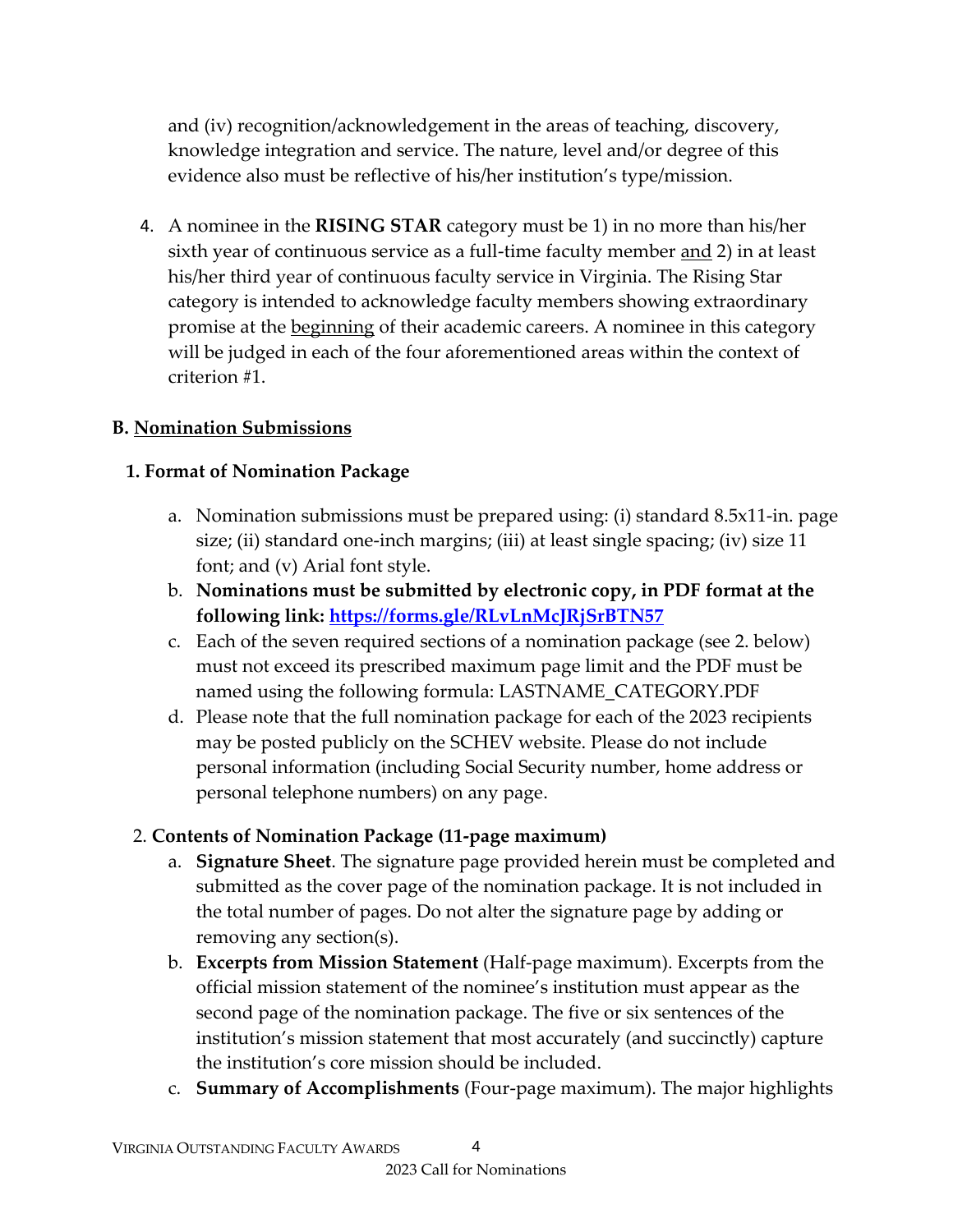and (iv) recognition/acknowledgement in the areas of teaching, discovery, knowledge integration and service. The nature, level and/or degree of this evidence also must be reflective of his/her institution's type/mission.

4. A nominee in the **RISING STAR** category must be 1) in no more than his/her sixth year of continuous service as a full-time faculty member <u>and</u> 2) in at least his/her third year of continuous faculty service in Virginia. The Rising Star category is intended to acknowledge faculty members showing extraordinary promise at the <u>beginning</u> of their academic careers. A nominee in this category will be judged in each of the four aforementioned areas within the context of criterion #1.

### B. <u>Nomination Submissions</u>

#### 1. Format of Nomination Package

a. Nomination submissions must be prepared using: (i) standard 8.5x11-in. page size; (ii) standard one-inch margins; (iii) at least single spacing; (iv) size 11 font; and (v) Arial font style.
b. **Nominations must be submitted by electronic copy, in PDF format at the following link: [https://forms.gle/RLvLnMcJRjSrBTN57](https://forms.gle/RLvLnMcJRjSrBTN57)**
c. Each of the seven required sections of a nomination package (see 2. below) must not exceed its prescribed maximum page limit and the PDF must be named using the following formula: LASTNAME_CATEGORY.PDF
d. Please note that the full nomination package for each of the 2023 recipients may be posted publicly on the SCHEV website. Please do not include personal information (including Social Security number, home address or personal telephone numbers) on any page.

#### 2. Contents of Nomination Package (11-page maximum)

a. **Signature Sheet**. The signature page provided herein must be completed and submitted as the cover page of the nomination package. It is not included in the total number of pages. Do not alter the signature page by adding or removing any section(s).
b. **Excerpts from Mission Statement** (Half-page maximum). Excerpts from the official mission statement of the nominee's institution must appear as the second page of the nomination package. The five or six sentences of the institution's mission statement that most accurately (and succinctly) capture the institution's core mission should be included.
c. **Summary of Accomplishments** (Four-page maximum). The major highlights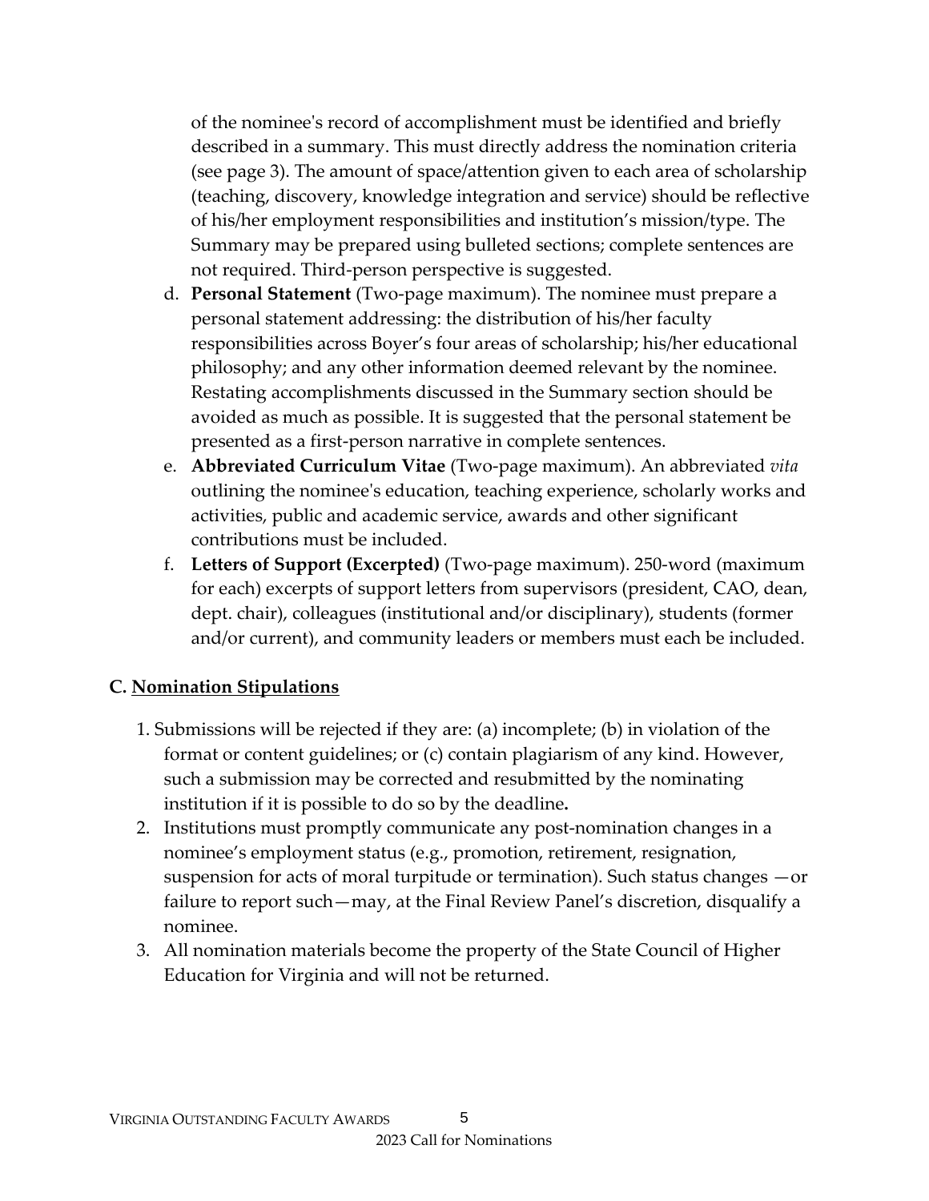of the nominee's record of accomplishment must be identified and briefly described in a summary. This must directly address the nomination criteria (see page 3). The amount of space/attention given to each area of scholarship (teaching, discovery, knowledge integration and service) should be reflective of his/her employment responsibilities and institution's mission/type. The Summary may be prepared using bulleted sections; complete sentences are not required. Third-person perspective is suggested.

d. **Personal Statement** (Two-page maximum). The nominee must prepare a personal statement addressing: the distribution of his/her faculty responsibilities across Boyer's four areas of scholarship; his/her educational philosophy; and any other information deemed relevant by the nominee. Restating accomplishments discussed in the Summary section should be avoided as much as possible. It is suggested that the personal statement be presented as a first-person narrative in complete sentences.

e. **Abbreviated Curriculum Vitae** (Two-page maximum). An abbreviated *vita* outlining the nominee's education, teaching experience, scholarly works and activities, public and academic service, awards and other significant contributions must be included.

f. **Letters of Support (Excerpted)** (Two-page maximum). 250-word (maximum for each) excerpts of support letters from supervisors (president, CAO, dean, dept. chair), colleagues (institutional and/or disciplinary), students (former and/or current), and community leaders or members must each be included.

## C. <u>Nomination Stipulations</u>

1. Submissions will be rejected if they are: (a) incomplete; (b) in violation of the format or content guidelines; or (c) contain plagiarism of any kind. However, such a submission may be corrected and resubmitted by the nominating institution if it is possible to do so by the deadline**.**
2. Institutions must promptly communicate any post-nomination changes in a nominee's employment status (e.g., promotion, retirement, resignation, suspension for acts of moral turpitude or termination). Such status changes —or failure to report such—may, at the Final Review Panel's discretion, disqualify a nominee.
3. All nomination materials become the property of the State Council of Higher Education for Virginia and will not be returned.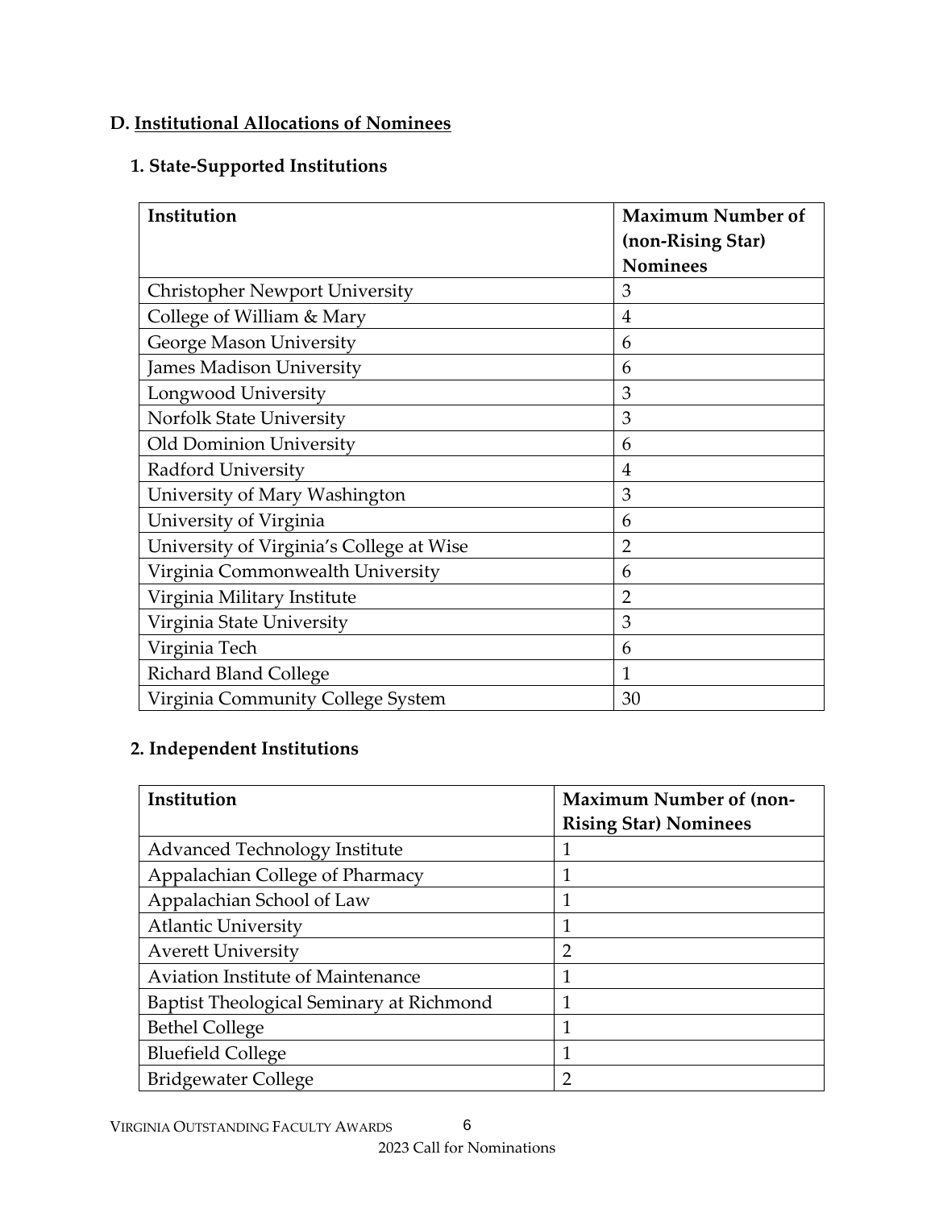## D. Institutional Allocations of Nominees

### 1. State-Supported Institutions

| Institution | Maximum Number of (non-Rising Star) Nominees |
|---|---|
| Christopher Newport University | 3 |
| College of William & Mary | 4 |
| George Mason University | 6 |
| James Madison University | 6 |
| Longwood University | 3 |
| Norfolk State University | 3 |
| Old Dominion University | 6 |
| Radford University | 4 |
| University of Mary Washington | 3 |
| University of Virginia | 6 |
| University of Virginia's College at Wise | 2 |
| Virginia Commonwealth University | 6 |
| Virginia Military Institute | 2 |
| Virginia State University | 3 |
| Virginia Tech | 6 |
| Richard Bland College | 1 |
| Virginia Community College System | 30 |

### 2. Independent Institutions

| Institution | Maximum Number of (non-Rising Star) Nominees |
|---|---|
| Advanced Technology Institute | 1 |
| Appalachian College of Pharmacy | 1 |
| Appalachian School of Law | 1 |
| Atlantic University | 1 |
| Averett University | 2 |
| Aviation Institute of Maintenance | 1 |
| Baptist Theological Seminary at Richmond | 1 |
| Bethel College | 1 |
| Bluefield College | 1 |
| Bridgewater College | 2 |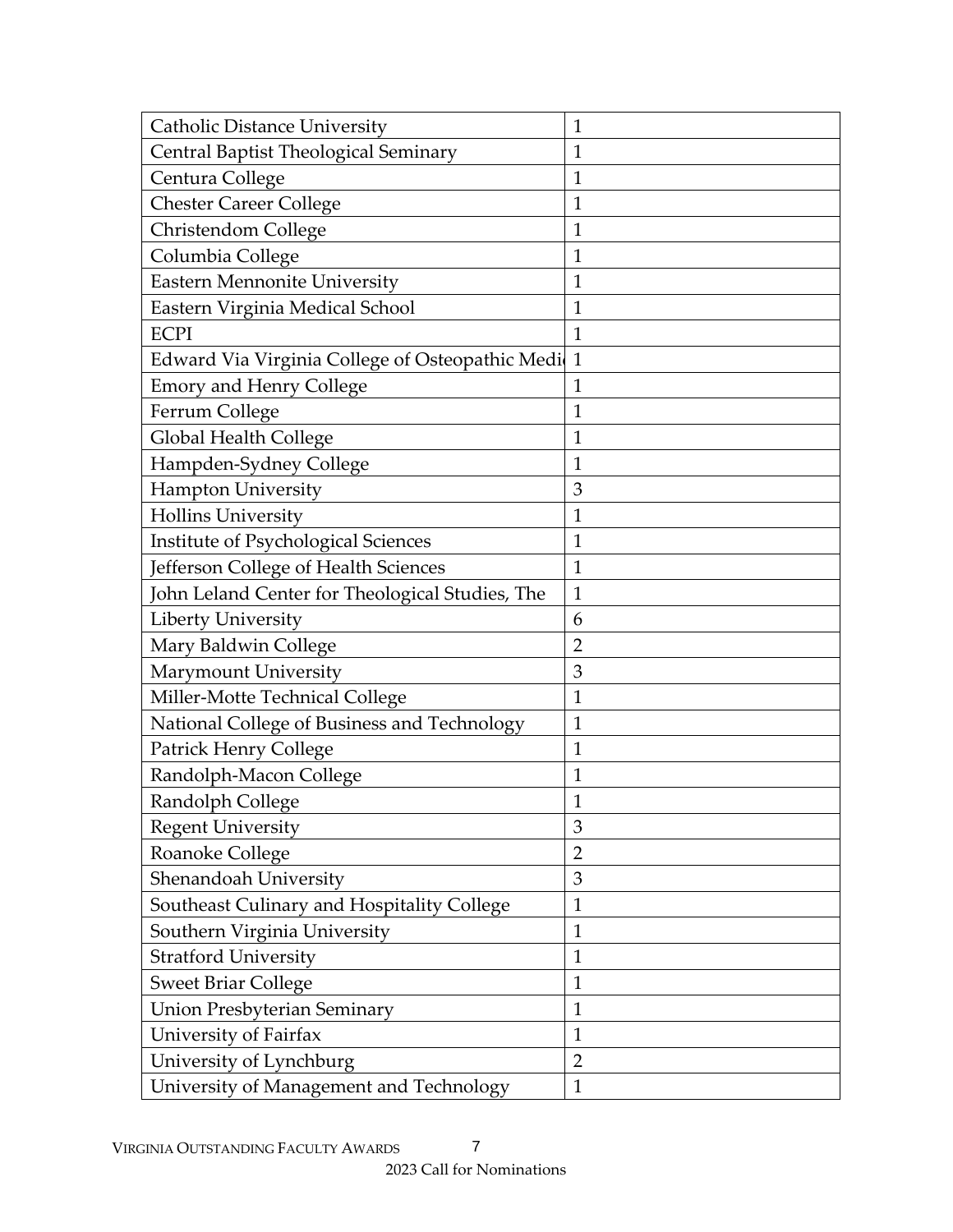| Catholic Distance University | 1 |
|---|---|
| Central Baptist Theological Seminary | 1 |
| Centura College | 1 |
| Chester Career College | 1 |
| Christendom College | 1 |
| Columbia College | 1 |
| Eastern Mennonite University | 1 |
| Eastern Virginia Medical School | 1 |
| ECPI | 1 |
| Edward Via Virginia College of Osteopathic Medi | 1 |
| Emory and Henry College | 1 |
| Ferrum College | 1 |
| Global Health College | 1 |
| Hampden-Sydney College | 1 |
| Hampton University | 3 |
| Hollins University | 1 |
| Institute of Psychological Sciences | 1 |
| Jefferson College of Health Sciences | 1 |
| John Leland Center for Theological Studies, The | 1 |
| Liberty University | 6 |
| Mary Baldwin College | 2 |
| Marymount University | 3 |
| Miller-Motte Technical College | 1 |
| National College of Business and Technology | 1 |
| Patrick Henry College | 1 |
| Randolph-Macon College | 1 |
| Randolph College | 1 |
| Regent University | 3 |
| Roanoke College | 2 |
| Shenandoah University | 3 |
| Southeast Culinary and Hospitality College | 1 |
| Southern Virginia University | 1 |
| Stratford University | 1 |
| Sweet Briar College | 1 |
| Union Presbyterian Seminary | 1 |
| University of Fairfax | 1 |
| University of Lynchburg | 2 |
| University of Management and Technology | 1 |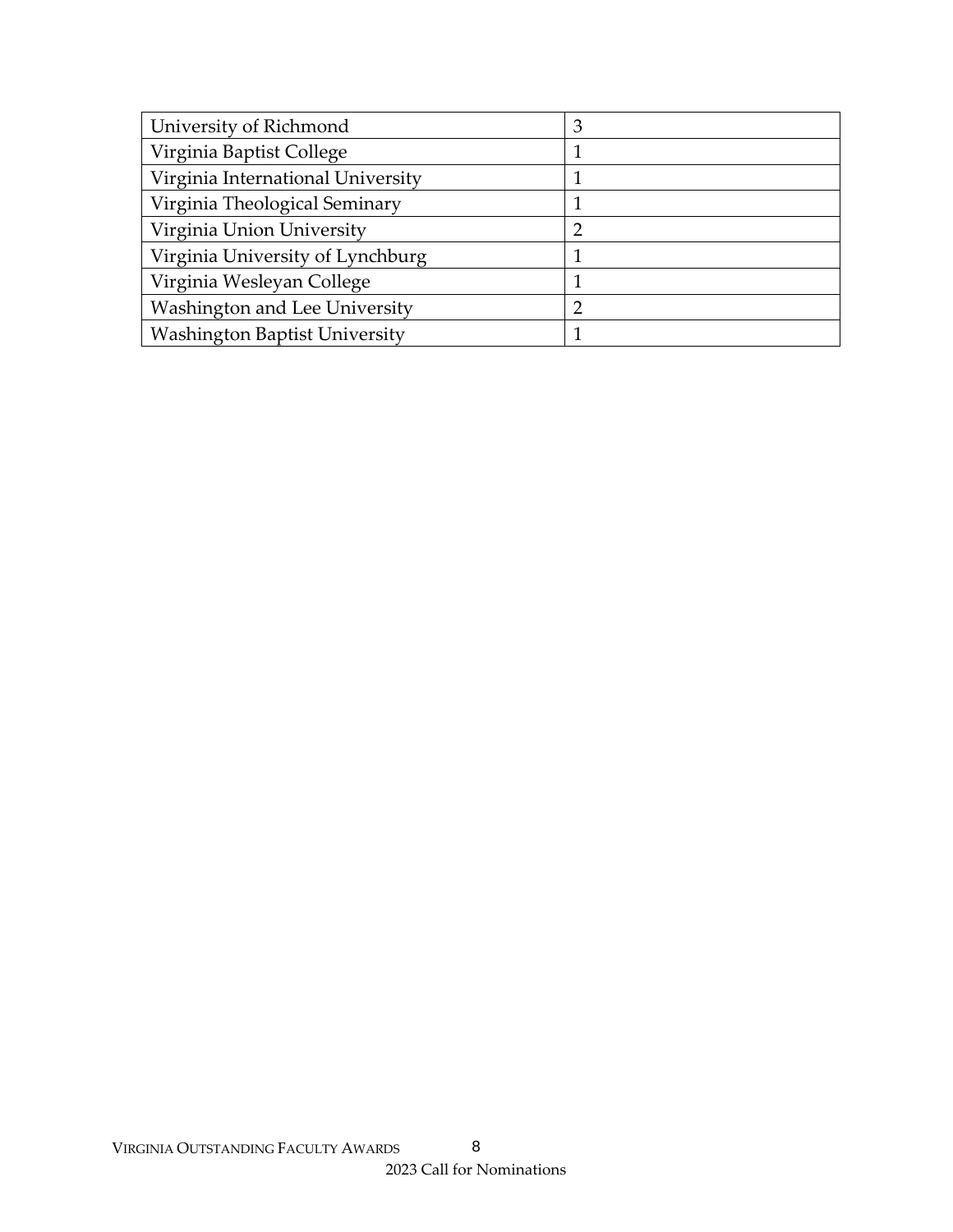| University of Richmond | 3 |
| --- | --- |
| Virginia Baptist College | 1 |
| Virginia International University | 1 |
| Virginia Theological Seminary | 1 |
| Virginia Union University | 2 |
| Virginia University of Lynchburg | 1 |
| Virginia Wesleyan College | 1 |
| Washington and Lee University | 2 |
| Washington Baptist University | 1 |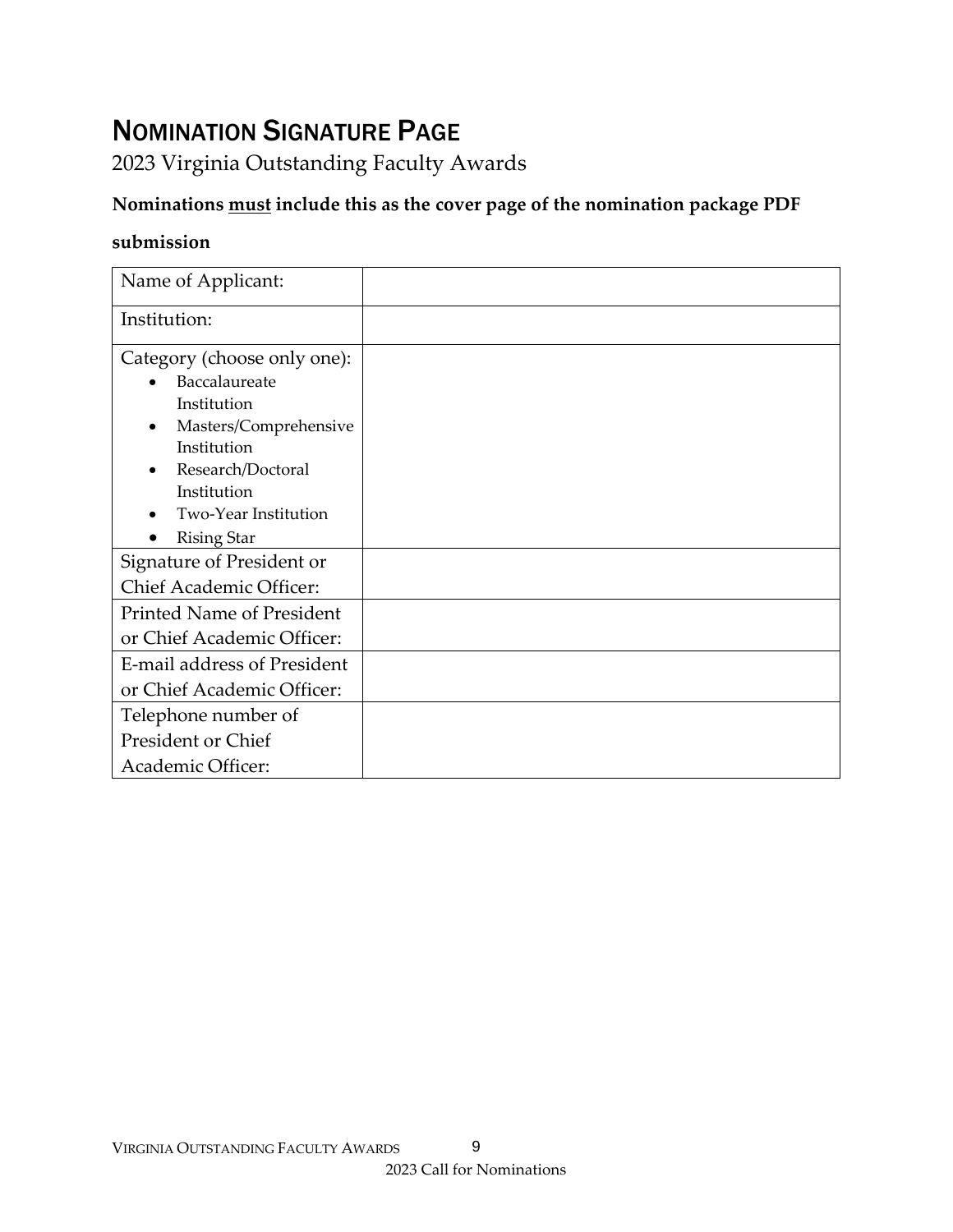# NOMINATION SIGNATURE PAGE

2023 Virginia Outstanding Faculty Awards

**Nominations <u>must</u> include this as the cover page of the nomination package PDF submission**

| | |
|---|---|
| Name of Applicant: | |
| Institution: | |
| Category (choose only one):<br>• Baccalaureate Institution<br>• Masters/Comprehensive Institution<br>• Research/Doctoral Institution<br>• Two-Year Institution<br>• Rising Star | |
| Signature of President or Chief Academic Officer: | |
| Printed Name of President or Chief Academic Officer: | |
| E-mail address of President or Chief Academic Officer: | |
| Telephone number of President or Chief Academic Officer: | |